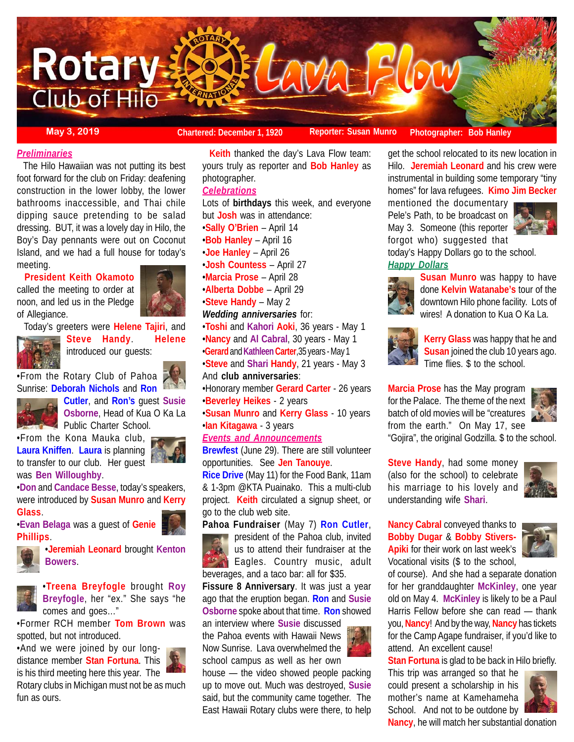# Rotary Club of Hilo Lava Flow

**May 3, 2019** | **Chartered: December 1, 1920** | **Reporter: Susan Munro** | **Photographer: Bob Hanley**

## *Preliminaries*

The Hilo Hawaiian was not putting its best foot forward for the club on Friday: deafening construction in the lower lobby, the lower bathrooms inaccessible, and Thai chile dipping sauce pretending to be salad dressing. BUT, it was a lovely day in Hilo, the Boy's Day pennants were out on Coconut Island, and we had a full house for today's meeting.

**President Keith Okamoto** called the meeting to order at noon, and led us in the Pledge of Allegiance.

Today's greeters were **Helene Tajiri**, and **Steve Handy**. **Helene** introduced our guests:

- From the Rotary Club of Pahoa Sunrise: **Deborah Nichols** and **Ron Cutler**, and **Ron's** guest **Susie Osborne**, Head of Kua O Ka La Public Charter School.
- From the Kona Mauka club, **Laura Kniffen**. **Laura** is planning to transfer to our club. Her guest was **Ben Willoughby**.
- **Don** and **Candace Besse**, today's speakers, were introduced by **Susan Munro** and **Kerry Glass**.
- **Evan Belaga** was a guest of **Genie Phillips**.
- **Jeremiah Leonard** brought **Kenton Bowers**.
- **Treena Breyfogle** brought **Roy Breyfogle**, her "ex." She says "he comes and goes…"
- Former RCH member **Tom Brown** was spotted, but not introduced.
- And we were joined by our long-distance member **Stan Fortuna**. This is his third meeting here this year. The Rotary clubs in Michigan must not be as much fun as ours.

**Keith** thanked the day's Lava Flow team: yours truly as reporter and **Bob Hanley** as photographer.

## *Celebrations*

Lots of **birthdays** this week, and everyone but **Josh** was in attendance:

- **Sally O'Brien** – April 14
- **Bob Hanley** – April 16
- **Joe Hanley** – April 26
- **Josh Countess** – April 27
- **Marcia Prose** – April 28
- **Alberta Dobbe** – April 29
- **Steve Handy** – May 2

***Wedding anniversaries*** for:

- **Toshi** and **Kahori Aoki**, 36 years - May 1
- **Nancy** and **Al Cabral**, 30 years - May 1
- **Gerard** and **Kathleen Carter**, 35 years - May 1
- **Steve** and **Shari Handy**, 21 years - May 3

And **club anniversaries**:

- Honorary member **Gerard Carter** - 26 years
- **Beverley Heikes** - 2 years
- **Susan Munro** and **Kerry Glass** - 10 years
- **Ian Kitagawa** - 3 years

## *Events and Announcements*

**Brewfest** (June 29). There are still volunteer opportunities. See **Jen Tanouye**.

**Rice Drive** (May 11) for the Food Bank, 11am & 1-3pm @KTA Puainako. This a multi-club project. **Keith** circulated a signup sheet, or go to the club web site.

**Pahoa Fundraiser** (May 7) **Ron Cutler**, president of the Pahoa club, invited us to attend their fundraiser at the Eagles. Country music, adult beverages, and a taco bar: all for $35.

**Fissure 8 Anniversary**. It was just a year ago that the eruption began. **Ron** and **Susie Osborne** spoke about that time. **Ron** showed an interview where **Susie** discussed the Pahoa events with Hawaii News Now Sunrise. Lava overwhelmed the school campus as well as her own house — the video showed people packing up to move out. Much was destroyed, **Susie** said, but the community came together. The East Hawaii Rotary clubs were there, to help get the school relocated to its new location in Hilo. **Jeremiah Leonard** and his crew were instrumental in building some temporary "tiny homes" for lava refugees. **Kimo Jim Becker** mentioned the documentary Pele's Path, to be broadcast on May 3. Someone (this reporter forgot who) suggested that today's Happy Dollars go to the school.

## *Happy Dollars*

**Susan Munro** was happy to have done **Kelvin Watanabe's** tour of the downtown Hilo phone facility. Lots of wires! A donation to Kua O Ka La.

**Kerry Glass** was happy that he and **Susan** joined the club 10 years ago. Time flies. $ to the school.

**Marcia Prose** has the May program for the Palace. The theme of the next batch of old movies will be "creatures from the earth." On May 17, see "Gojira", the original Godzilla. $ to the school.

**Steve Handy**, had some money (also for the school) to celebrate his marriage to his lovely and understanding wife **Shari**.

**Nancy Cabral** conveyed thanks to **Bobby Dugar** & **Bobby Stivers-Apiki** for their work on last week's Vocational visits ($ to the school, of course). And she had a separate donation for her granddaughter **McKinley**, one year old on May 4. **McKinley** is likely to be a Paul Harris Fellow before she can read — thank you, **Nancy**! And by the way, **Nancy** has tickets for the Camp Agape fundraiser, if you'd like to attend. An excellent cause!

**Stan Fortuna** is glad to be back in Hilo briefly. This trip was arranged so that he could present a scholarship in his mother's name at Kamehameha School. And not to be outdone by **Nancy**, he will match her substantial donation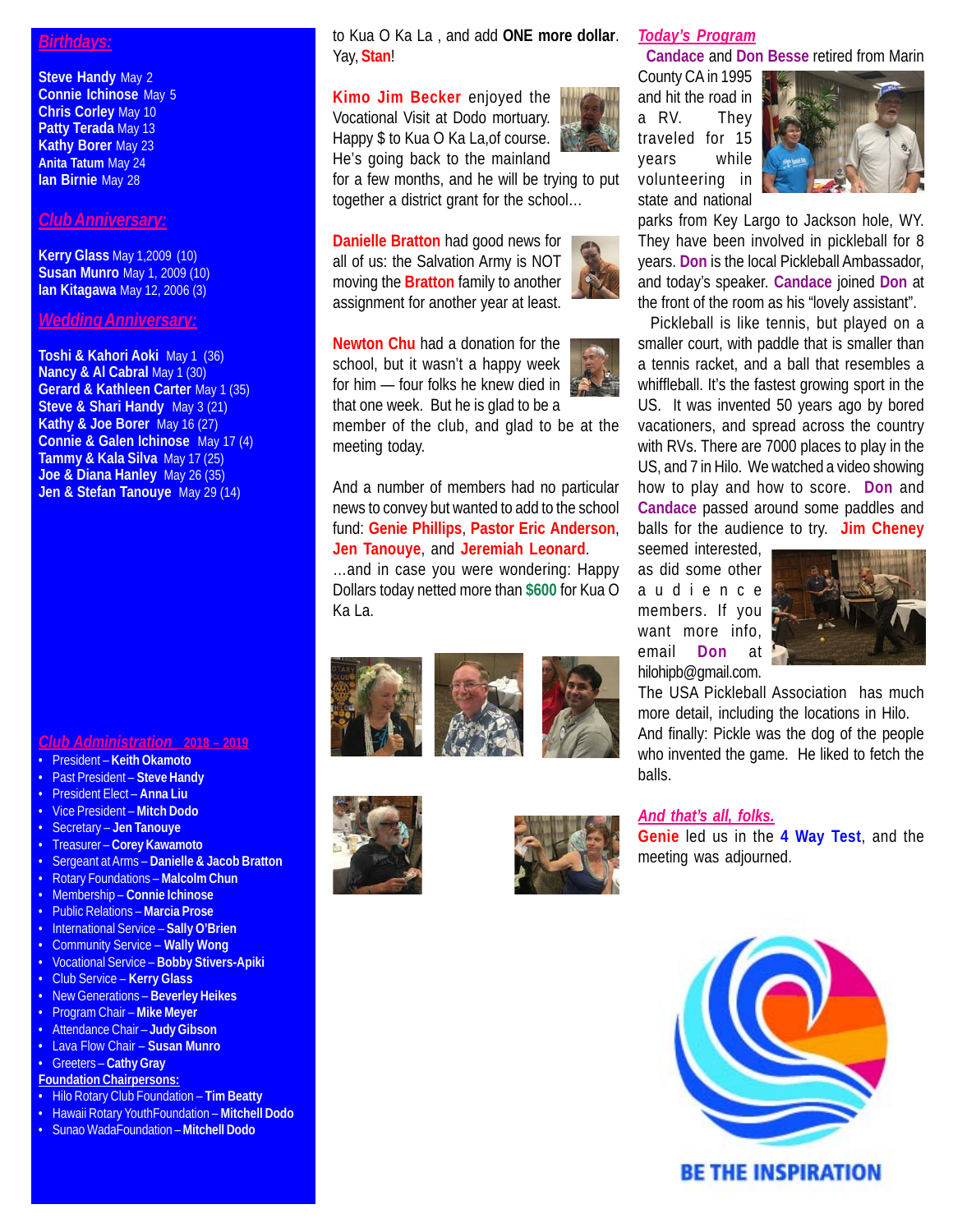## Birthdays:

**Steve Handy** May 2
**Connie Ichinose** May 5
**Chris Corley** May 10
**Patty Terada** May 13
**Kathy Borer** May 23
**Anita Tatum** May 24
**Ian Birnie** May 28

## Club Anniversary:

**Kerry Glass** May 1,2009 (10)
**Susan Munro** May 1, 2009 (10)
**Ian Kitagawa** May 12, 2006 (3)

## Wedding Anniversary:

**Toshi & Kahori Aoki** May 1 (36)
**Nancy & Al Cabral** May 1 (30)
**Gerard & Kathleen Carter** May 1 (35)
**Steve & Shari Handy** May 3 (21)
**Kathy & Joe Borer** May 16 (27)
**Connie & Galen Ichinose** May 17 (4)
**Tammy & Kala Silva** May 17 (25)
**Joe & Diana Hanley** May 26 (35)
**Jen & Stefan Tanouye** May 29 (14)

## Club Administration 2018 – 2019

- President – **Keith Okamoto**
- Past President – **Steve Handy**
- President Elect – **Anna Liu**
- Vice President – **Mitch Dodo**
- Secretary – **Jen Tanouye**
- Treasurer – **Corey Kawamoto**
- Sergeant at Arms – **Danielle & Jacob Bratton**
- Rotary Foundations – **Malcolm Chun**
- Membership – **Connie Ichinose**
- Public Relations – **Marcia Prose**
- International Service – **Sally O'Brien**
- Community Service – **Wally Wong**
- Vocational Service – **Bobby Stivers-Apiki**
- Club Service – **Kerry Glass**
- New Generations – **Beverley Heikes**
- Program Chair – **Mike Meyer**
- Attendance Chair – **Judy Gibson**
- Lava Flow Chair – **Susan Munro**
- Greeters – **Cathy Gray**

**Foundation Chairpersons:**

- Hilo Rotary Club Foundation – **Tim Beatty**
- Hawaii Rotary YouthFoundation – **Mitchell Dodo**
- Sunao WadaFoundation – **Mitchell Dodo**

to Kua O Ka La , and add **ONE more dollar**. Yay, **Stan**!

**Kimo Jim Becker** enjoyed the Vocational Visit at Dodo mortuary. Happy $ to Kua O Ka La,of course. He's going back to the mainland for a few months, and he will be trying to put together a district grant for the school…

**Danielle Bratton** had good news for all of us: the Salvation Army is NOT moving the **Bratton** family to another assignment for another year at least.

**Newton Chu** had a donation for the school, but it wasn't a happy week for him — four folks he knew died in that one week. But he is glad to be a member of the club, and glad to be at the meeting today.

And a number of members had no particular news to convey but wanted to add to the school fund: **Genie Phillips**, **Pastor Eric Anderson**, **Jen Tanouye**, and **Jeremiah Leonard**.
…and in case you were wondering: Happy Dollars today netted more than **$600** for Kua O Ka La.

## Today's Program

**Candace** and **Don Besse** retired from Marin County CA in 1995 and hit the road in a RV. They traveled for 15 years while volunteering in state and national parks from Key Largo to Jackson hole, WY. They have been involved in pickleball for 8 years. **Don** is the local Pickleball Ambassador, and today's speaker. **Candace** joined **Don** at the front of the room as his "lovely assistant".

Pickleball is like tennis, but played on a smaller court, with paddle that is smaller than a tennis racket, and a ball that resembles a whiffleball. It's the fastest growing sport in the US. It was invented 50 years ago by bored vacationers, and spread across the country with RVs. There are 7000 places to play in the US, and 7 in Hilo. We watched a video showing how to play and how to score. **Don** and **Candace** passed around some paddles and balls for the audience to try. **Jim Cheney** seemed interested, as did some other audience members. If you want more info, email **Don** at hilohipb@gmail.com.
The USA Pickleball Association has much more detail, including the locations in Hilo.
And finally: Pickle was the dog of the people who invented the game. He liked to fetch the balls.

## And that's all, folks.

**Genie** led us in the **4 Way Test**, and the meeting was adjourned.

BE THE INSPIRATION